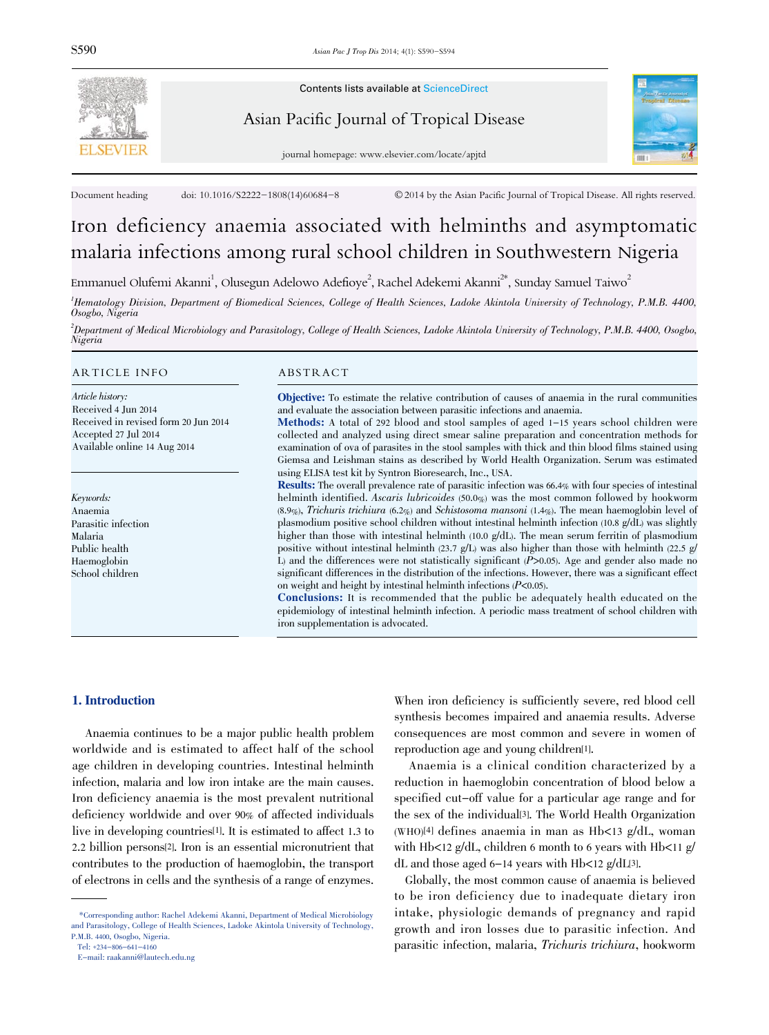Contents lists available at ScienceDirect

Asian Pacific Journal of Tropical Disease

journal homepage: www.elsevier.com/locate/apjtd

Document heading doi: 10.1016/S2222-1808(14)60684-8 © 2014 by the Asian Pacific Journal of Tropical Disease. All rights reserved.

# Iron deficiency anaemia associated with helminths and asymptomatic malaria infections among rural school children in Southwestern Nigeria

Emmanuel Olufemi Akanni[1], Olusegun Adelowo Adefioye[2], Rachel Adekemi Akanni[2*], Sunday Samuel Taiwo[2]

[1]Hematology Division, Department of Biomedical Sciences, College of Health Sciences, Ladoke Akintola University of Technology, P.M.B. 4400, Osogbo, Nigeria

[2]Department of Medical Microbiology and Parasitology, College of Health Sciences, Ladoke Akintola University of Technology, P.M.B. 4400, Osogbo, Nigeria

## ARTICLE INFO

*Article history:*
Received 4 Jun 2014
Received in revised form 20 Jun 2014
Accepted 27 Jul 2014
Available online 14 Aug 2014

*Keywords:*
Anaemia
Parasitic infection
Malaria
Public health
Haemoglobin
School children

## ABSTRACT

**Objective:** To estimate the relative contribution of causes of anaemia in the rural communities and evaluate the association between parasitic infections and anaemia.

**Methods:** A total of 292 blood and stool samples of aged 1-15 years school children were collected and analyzed using direct smear saline preparation and concentration methods for examination of ova of parasites in the stool samples with thick and thin blood films stained using Giemsa and Leishman stains as described by World Health Organization. Serum was estimated using ELISA test kit by Syntron Bioresearch, Inc., USA.

**Results:** The overall prevalence rate of parasitic infection was 66.4% with four species of intestinal helminth identified. *Ascaris lubricoides* (50.0%) was the most common followed by hookworm (8.9%), *Trichuris trichiura* (6.2%) and *Schistosoma mansoni* (1.4%). The mean haemoglobin level of plasmodium positive school children without intestinal helminth infection (10.8 g/dL) was slightly higher than those with intestinal helminth (10.0 g/dL). The mean serum ferritin of plasmodium positive without intestinal helminth (23.7 g/L) was also higher than those with helminth (22.5 g/L) and the differences were not statistically significant ($P>0.05$). Age and gender also made no significant differences in the distribution of the infections. However, there was a significant effect on weight and height by intestinal helminth infections ($P<0.05$).

**Conclusions:** It is recommended that the public be adequately health educated on the epidemiology of intestinal helminth infection. A periodic mass treatment of school children with iron supplementation is advocated.

## 1. Introduction

Anaemia continues to be a major public health problem worldwide and is estimated to affect half of the school age children in developing countries. Intestinal helminth infection, malaria and low iron intake are the main causes. Iron deficiency anaemia is the most prevalent nutritional deficiency worldwide and over 90% of affected individuals live in developing countries[1]. It is estimated to affect 1.3 to 2.2 billion persons[2]. Iron is an essential micronutrient that contributes to the production of haemoglobin, the transport of electrons in cells and the synthesis of a range of enzymes. When iron deficiency is sufficiently severe, red blood cell synthesis becomes impaired and anaemia results. Adverse consequences are most common and severe in women of reproduction age and young children[1].

Anaemia is a clinical condition characterized by a reduction in haemoglobin concentration of blood below a specified cut-off value for a particular age range and for the sex of the individual[3]. The World Health Organization (WHO)[4] defines anaemia in man as Hb<13 g/dL, woman with Hb<12 g/dL, children 6 month to 6 years with Hb<11 g/dL and those aged 6-14 years with Hb<12 g/dL[3].

Globally, the most common cause of anaemia is believed to be iron deficiency due to inadequate dietary iron intake, physiologic demands of pregnancy and rapid growth and iron losses due to parasitic infection. And parasitic infection, malaria, *Trichuris trichiura*, hookworm

*Corresponding author: Rachel Adekemi Akanni, Department of Medical Microbiology and Parasitology, College of Health Sciences, Ladoke Akintola University of Technology, P.M.B. 4400, Osogbo, Nigeria.
Tel: +234-806-641-4160
E-mail: raakanni@lautech.edu.ng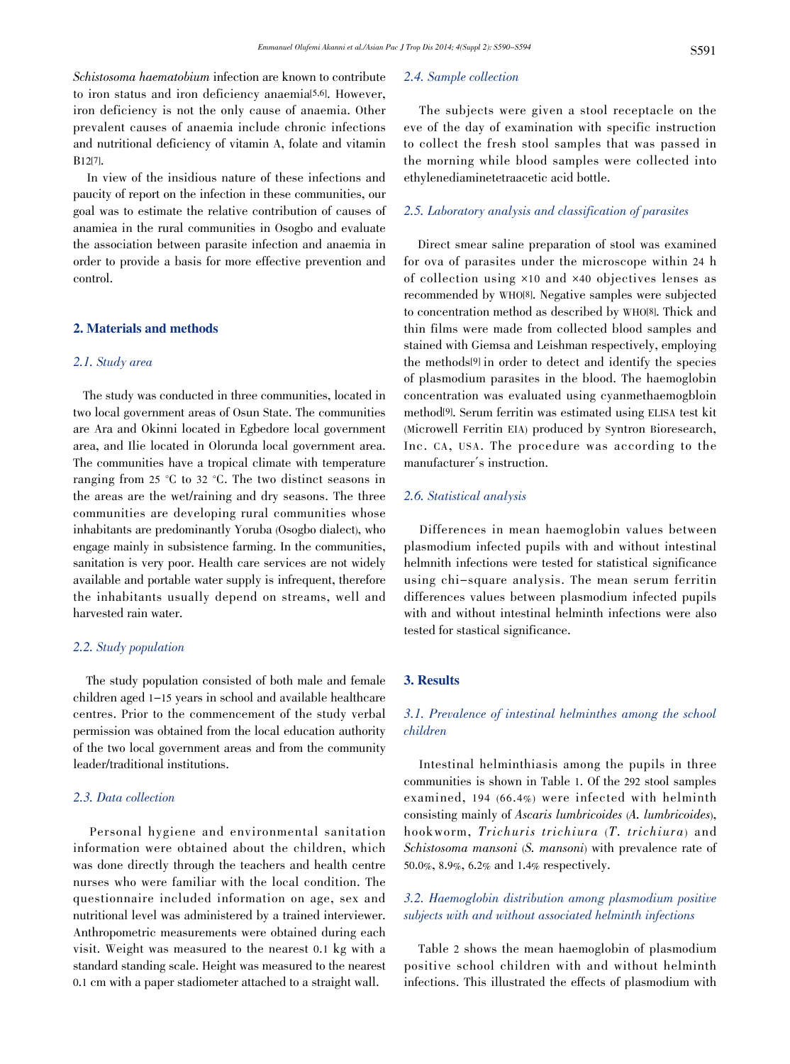*Schistosoma haematobium* infection are known to contribute to iron status and iron deficiency anaemia[5,6]. However, iron deficiency is not the only cause of anaemia. Other prevalent causes of anaemia include chronic infections and nutritional deficiency of vitamin A, folate and vitamin B12[7].

In view of the insidious nature of these infections and paucity of report on the infection in these communities, our goal was to estimate the relative contribution of causes of anamiea in the rural communities in Osogbo and evaluate the association between parasite infection and anaemia in order to provide a basis for more effective prevention and control.

## 2. Materials and methods

### *2.1. Study area*

The study was conducted in three communities, located in two local government areas of Osun State. The communities are Ara and Okinni located in Egbedore local government area, and Ilie located in Olorunda local government area. The communities have a tropical climate with temperature ranging from 25 °C to 32 °C. The two distinct seasons in the areas are the wet/raining and dry seasons. The three communities are developing rural communities whose inhabitants are predominantly Yoruba (Osogbo dialect), who engage mainly in subsistence farming. In the communities, sanitation is very poor. Health care services are not widely available and portable water supply is infrequent, therefore the inhabitants usually depend on streams, well and harvested rain water.

### *2.2. Study population*

The study population consisted of both male and female children aged 1–15 years in school and available healthcare centres. Prior to the commencement of the study verbal permission was obtained from the local education authority of the two local government areas and from the community leader/traditional institutions.

### *2.3. Data collection*

Personal hygiene and environmental sanitation information were obtained about the children, which was done directly through the teachers and health centre nurses who were familiar with the local condition. The questionnaire included information on age, sex and nutritional level was administered by a trained interviewer. Anthropometric measurements were obtained during each visit. Weight was measured to the nearest 0.1 kg with a standard standing scale. Height was measured to the nearest 0.1 cm with a paper stadiometer attached to a straight wall.

### *2.4. Sample collection*

The subjects were given a stool receptacle on the eve of the day of examination with specific instruction to collect the fresh stool samples that was passed in the morning while blood samples were collected into ethylenediaminetetraacetic acid bottle.

### *2.5. Laboratory analysis and classification of parasites*

Direct smear saline preparation of stool was examined for ova of parasites under the microscope within 24 h of collection using ×10 and ×40 objectives lenses as recommended by WHO[8]. Negative samples were subjected to concentration method as described by WHO[8]. Thick and thin films were made from collected blood samples and stained with Giemsa and Leishman respectively, employing the methods[9] in order to detect and identify the species of plasmodium parasites in the blood. The haemoglobin concentration was evaluated using cyanmethaemogbloin method[9]. Serum ferritin was estimated using ELISA test kit (Microwell Ferritin EIA) produced by Syntron Bioresearch, Inc. CA, USA. The procedure was according to the manufacturer´s instruction.

### *2.6. Statistical analysis*

Differences in mean haemoglobin values between plasmodium infected pupils with and without intestinal helminth infections were tested for statistical significance using chi-square analysis. The mean serum ferritin differences values between plasmodium infected pupils with and without intestinal helminth infections were also tested for stastical significance.

## 3. Results

### *3.1. Prevalence of intestinal helminthes among the school children*

Intestinal helminthiasis among the pupils in three communities is shown in Table 1. Of the 292 stool samples examined, 194 (66.4%) were infected with helminth consisting mainly of *Ascaris lumbricoides* (*A. lumbricoides*), hookworm, *Trichuris trichiura* (*T. trichiura*) and *Schistosoma mansoni* (*S. mansoni*) with prevalence rate of 50.0%, 8.9%, 6.2% and 1.4% respectively.

### *3.2. Haemoglobin distribution among plasmodium positive subjects with and without associated helminth infections*

Table 2 shows the mean haemoglobin of plasmodium positive school children with and without helminth infections. This illustrated the effects of plasmodium with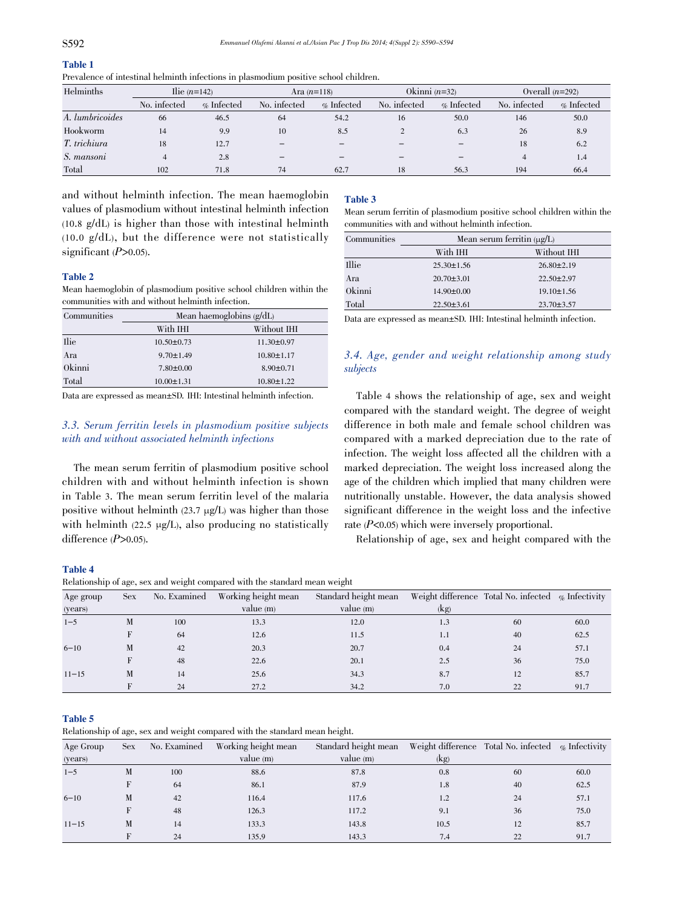**Table 1**

Prevalence of intestinal helminth infections in plasmodium positive school children.

| Helminths | Ilie ($n$=142) | | Ara ($n$=118) | | Okinni ($n$=32) | | Overall ($n$=292) | |
|---|---|---|---|---|---|---|---|---|
| | No. infected | % Infected | No. infected | % Infected | No. infected | % Infected | No. infected | % Infected |
| *A. lumbricoides* | 66 | 46.5 | 64 | 54.2 | 16 | 50.0 | 146 | 50.0 |
| Hookworm | 14 | 9.9 | 10 | 8.5 | 2 | 6.3 | 26 | 8.9 |
| *T. trichiura* | 18 | 12.7 | – | – | – | – | 18 | 6.2 |
| *S. mansoni* | 4 | 2.8 | – | – | – | – | 4 | 1.4 |
| Total | 102 | 71.8 | 74 | 62.7 | 18 | 56.3 | 194 | 66.4 |

and without helminth infection. The mean haemoglobin values of plasmodium without intestinal helminth infection (10.8 g/dL) is higher than those with intestinal helminth (10.0 g/dL), but the difference were not statistically significant ($P$>0.05).

**Table 2**

Mean haemoglobin of plasmodium positive school children within the communities with and without helminth infection.

| Communities | Mean haemoglobins (g/dL) | |
|---|---|---|
| | With IHI | Without IHI |
| Ilie | 10.50±0.73 | 11.30±0.97 |
| Ara | 9.70±1.49 | 10.80±1.17 |
| Okinni | 7.80±0.00 | 8.90±0.71 |
| Total | 10.00±1.31 | 10.80±1.22 |

Data are expressed as mean±SD. IHI: Intestinal helminth infection.

### 3.3. Serum ferritin levels in plasmodium positive subjects with and without associated helminth infections

The mean serum ferritin of plasmodium positive school children with and without helminth infection is shown in Table 3. The mean serum ferritin level of the malaria positive without helminth (23.7 μg/L) was higher than those with helminth (22.5 μg/L), also producing no statistically difference ($P$>0.05).

**Table 3**

Mean serum ferritin of plasmodium positive school children within the communities with and without helminth infection.

| Communities | Mean serum ferritin (μg/L) | |
|---|---|---|
| | With IHI | Without IHI |
| Illie | 25.30±1.56 | 26.80±2.19 |
| Ara | 20.70±3.01 | 22.50±2.97 |
| Okinni | 14.90±0.00 | 19.10±1.56 |
| Total | 22.50±3.61 | 23.70±3.57 |

Data are expressed as mean±SD. IHI: Intestinal helminth infection.

### 3.4. Age, gender and weight relationship among study subjects

Table 4 shows the relationship of age, sex and weight compared with the standard weight. The degree of weight difference in both male and female school children was compared with a marked depreciation due to the rate of infection. The weight loss affected all the children with a marked depreciation. The weight loss increased along the age of the children which implied that many children were nutritionally unstable. However, the data analysis showed significant difference in the weight loss and the infective rate ($P$<0.05) which were inversely proportional.

Relationship of age, sex and height compared with the

**Table 4**

Relationship of age, sex and weight compared with the standard mean weight

| Age group (years) | Sex | No. Examined | Working height mean value (m) | Standard height mean value (m) | Weight difference (kg) | Total No. infected | % Infectivity |
|---|---|---|---|---|---|---|---|
| 1–5 | M | 100 | 13.3 | 12.0 | 1.3 | 60 | 60.0 |
| | F | 64 | 12.6 | 11.5 | 1.1 | 40 | 62.5 |
| 6–10 | M | 42 | 20.3 | 20.7 | 0.4 | 24 | 57.1 |
| | F | 48 | 22.6 | 20.1 | 2.5 | 36 | 75.0 |
| 11–15 | M | 14 | 25.6 | 34.3 | 8.7 | 12 | 85.7 |
| | F | 24 | 27.2 | 34.2 | 7.0 | 22 | 91.7 |

**Table 5**

Relationship of age, sex and weight compared with the standard mean height.

| Age Group (years) | Sex | No. Examined | Working height mean value (m) | Standard height mean value (m) | Weight difference (kg) | Total No. infected | % Infectivity |
|---|---|---|---|---|---|---|---|
| 1–5 | M | 100 | 88.6 | 87.8 | 0.8 | 60 | 60.0 |
| | F | 64 | 86.1 | 87.9 | 1.8 | 40 | 62.5 |
| 6–10 | M | 42 | 116.4 | 117.6 | 1.2 | 24 | 57.1 |
| | F | 48 | 126.3 | 117.2 | 9.1 | 36 | 75.0 |
| 11–15 | M | 14 | 133.3 | 143.8 | 10.5 | 12 | 85.7 |
| | F | 24 | 135.9 | 143.3 | 7.4 | 22 | 91.7 |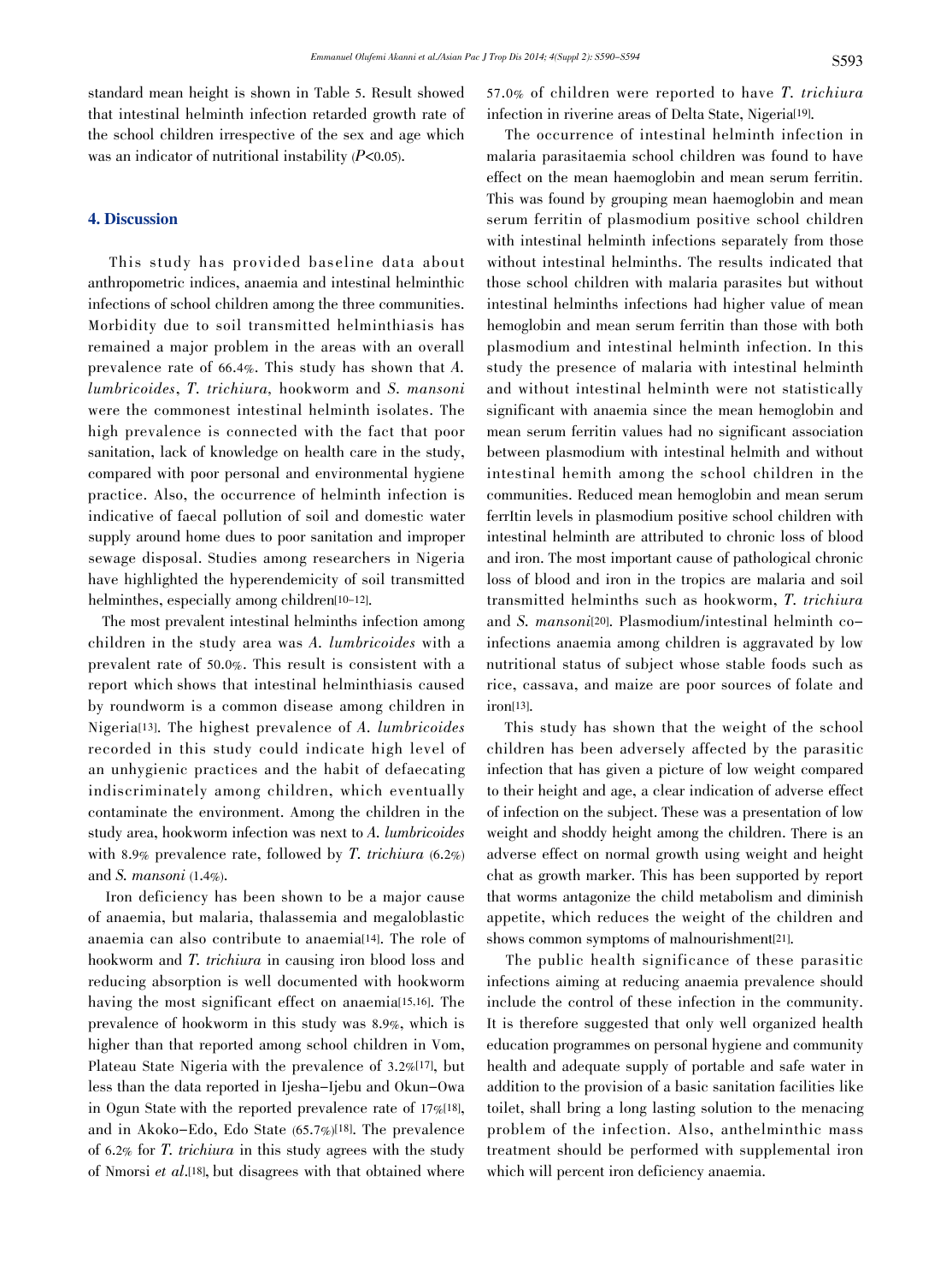standard mean height is shown in Table 5. Result showed that intestinal helminth infection retarded growth rate of the school children irrespective of the sex and age which was an indicator of nutritional instability ($P<0.05$).

## 4. Discussion

This study has provided baseline data about anthropometric indices, anaemia and intestinal helminthic infections of school children among the three communities. Morbidity due to soil transmitted helminthiasis has remained a major problem in the areas with an overall prevalence rate of 66.4%. This study has shown that *A. lumbricoides*, *T. trichiura*, hookworm and *S. mansoni* were the commonest intestinal helminth isolates. The high prevalence is connected with the fact that poor sanitation, lack of knowledge on health care in the study, compared with poor personal and environmental hygiene practice. Also, the occurrence of helminth infection is indicative of faecal pollution of soil and domestic water supply around home dues to poor sanitation and improper sewage disposal. Studies among researchers in Nigeria have highlighted the hyperendemicity of soil transmitted helminthes, especially among children[10–12].

The most prevalent intestinal helminths infection among children in the study area was *A. lumbricoides* with a prevalent rate of 50.0%. This result is consistent with a report which shows that intestinal helminthiasis caused by roundworm is a common disease among children in Nigeria[13]. The highest prevalence of *A. lumbricoides* recorded in this study could indicate high level of an unhygienic practices and the habit of defaecating indiscriminately among children, which eventually contaminate the environment. Among the children in the study area, hookworm infection was next to *A. lumbricoides* with 8.9% prevalence rate, followed by *T. trichiura* (6.2%) and *S. mansoni* (1.4%).

Iron deficiency has been shown to be a major cause of anaemia, but malaria, thalassemia and megaloblastic anaemia can also contribute to anaemia[14]. The role of hookworm and *T. trichiura* in causing iron blood loss and reducing absorption is well documented with hookworm having the most significant effect on anaemia[15,16]. The prevalence of hookworm in this study was 8.9%, which is higher than that reported among school children in Vom, Plateau State Nigeria with the prevalence of 3.2%[17], but less than the data reported in Ijesha–Ijebu and Okun–Owa in Ogun State with the reported prevalence rate of 17%[18], and in Akoko–Edo, Edo State (65.7%)[18]. The prevalence of 6.2% for *T. trichiura* in this study agrees with the study of Nmorsi *et al*.[18], but disagrees with that obtained where 57.0% of children were reported to have *T. trichiura* infection in riverine areas of Delta State, Nigeria[19].

The occurrence of intestinal helminth infection in malaria parasitaemia school children was found to have effect on the mean haemoglobin and mean serum ferritin. This was found by grouping mean haemoglobin and mean serum ferritin of plasmodium positive school children with intestinal helminth infections separately from those without intestinal helminths. The results indicated that those school children with malaria parasites but without intestinal helminths infections had higher value of mean hemoglobin and mean serum ferritin than those with both plasmodium and intestinal helminth infection. In this study the presence of malaria with intestinal helminth and without intestinal helminth were not statistically significant with anaemia since the mean hemoglobin and mean serum ferritin values had no significant association between plasmodium with intestinal helmith and without intestinal hemith among the school children in the communities. Reduced mean hemoglobin and mean serum ferrItin levels in plasmodium positive school children with intestinal helminth are attributed to chronic loss of blood and iron. The most important cause of pathological chronic loss of blood and iron in the tropics are malaria and soil transmitted helminths such as hookworm, *T. trichiura* and *S. mansoni*[20]. Plasmodium/intestinal helminth co–infections anaemia among children is aggravated by low nutritional status of subject whose stable foods such as rice, cassava, and maize are poor sources of folate and iron[13].

This study has shown that the weight of the school children has been adversely affected by the parasitic infection that has given a picture of low weight compared to their height and age, a clear indication of adverse effect of infection on the subject. These was a presentation of low weight and shoddy height among the children. There is an adverse effect on normal growth using weight and height chat as growth marker. This has been supported by report that worms antagonize the child metabolism and diminish appetite, which reduces the weight of the children and shows common symptoms of malnourishment[21].

The public health significance of these parasitic infections aiming at reducing anaemia prevalence should include the control of these infection in the community. It is therefore suggested that only well organized health education programmes on personal hygiene and community health and adequate supply of portable and safe water in addition to the provision of a basic sanitation facilities like toilet, shall bring a long lasting solution to the menacing problem of the infection. Also, anthelminthic mass treatment should be performed with supplemental iron which will percent iron deficiency anaemia.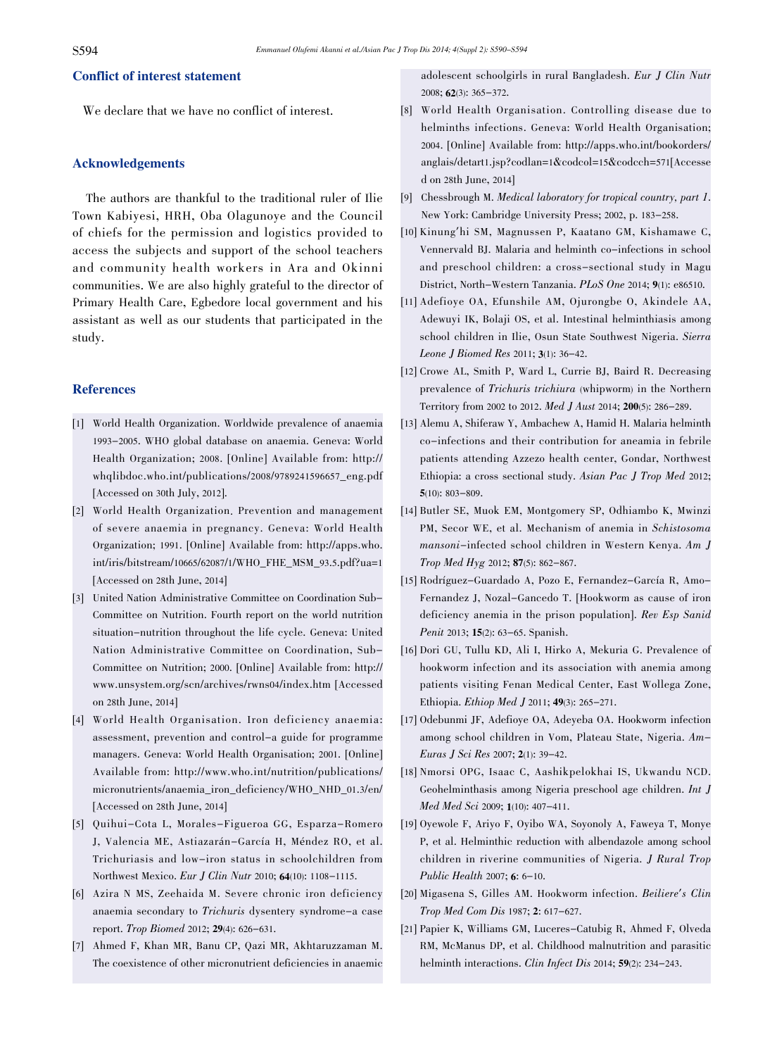## Conflict of interest statement

We declare that we have no conflict of interest.

## Acknowledgements

The authors are thankful to the traditional ruler of Ilie Town Kabiyesi, HRH, Oba Olagunoye and the Council of chiefs for the permission and logistics provided to access the subjects and support of the school teachers and community health workers in Ara and Okinni communities. We are also highly grateful to the director of Primary Health Care, Egbedore local government and his assistant as well as our students that participated in the study.

## References

[1] World Health Organization. Worldwide prevalence of anaemia 1993–2005. WHO global database on anaemia. Geneva: World Health Organization; 2008. [Online] Available from: http://whqlibdoc.who.int/publications/2008/9789241596657_eng.pdf [Accessed on 30th July, 2012].

[2] World Health Organization. Prevention and management of severe anaemia in pregnancy. Geneva: World Health Organization; 1991. [Online] Available from: http://apps.who.int/iris/bitstream/10665/62087/1/WHO_FHE_MSM_93.5.pdf?ua=1 [Accessed on 28th June, 2014]

[3] United Nation Administrative Committee on Coordination Sub–Committee on Nutrition. Fourth report on the world nutrition situation–nutrition throughout the life cycle. Geneva: United Nation Administrative Committee on Coordination, Sub–Committee on Nutrition; 2000. [Online] Available from: http://www.unsystem.org/scn/archives/rwns04/index.htm [Accessed on 28th June, 2014]

[4] World Health Organisation. Iron deficiency anaemia: assessment, prevention and control–a guide for programme managers. Geneva: World Health Organisation; 2001. [Online] Available from: http://www.who.int/nutrition/publications/micronutrients/anaemia_iron_deficiency/WHO_NHD_01.3/en/ [Accessed on 28th June, 2014]

[5] Quihui–Cota L, Morales–Figueroa GG, Esparza–Romero J, Valencia ME, Astiazarán–García H, Méndez RO, et al. Trichuriasis and low–iron status in schoolchildren from Northwest Mexico. *Eur J Clin Nutr* 2010; **64**(10): 1108–1115.

[6] Azira N MS, Zeehaida M. Severe chronic iron deficiency anaemia secondary to *Trichuris* dysentery syndrome–a case report. *Trop Biomed* 2012; **29**(4): 626–631.

[7] Ahmed F, Khan MR, Banu CP, Qazi MR, Akhtaruzzaman M. The coexistence of other micronutrient deficiencies in anaemic adolescent schoolgirls in rural Bangladesh. *Eur J Clin Nutr* 2008; **62**(3): 365–372.

[8] World Health Organisation. Controlling disease due to helminths infections. Geneva: World Health Organisation; 2004. [Online] Available from: http://apps.who.int/bookorders/anglais/detart1.jsp?codlan=1&codcol=15&codcch=571[Accessed on 28th June, 2014]

[9] Chessbrough M. *Medical laboratory for tropical country, part 1*. New York: Cambridge University Press; 2002, p. 183–258.

[10] Kinung'hi SM, Magnussen P, Kaatano GM, Kishamawe C, Vennervald BJ. Malaria and helminth co–infections in school and preschool children: a cross–sectional study in Magu District, North–Western Tanzania. *PLoS One* 2014; **9**(1): e86510.

[11] Adefioye OA, Efunshile AM, Ojurongbe O, Akindele AA, Adewuyi IK, Bolaji OS, et al. Intestinal helminthiasis among school children in Ilie, Osun State Southwest Nigeria. *Sierra Leone J Biomed Res* 2011; **3**(1): 36–42.

[12] Crowe AL, Smith P, Ward L, Currie BJ, Baird R. Decreasing prevalence of *Trichuris trichiura* (whipworm) in the Northern Territory from 2002 to 2012. *Med J Aust* 2014; **200**(5): 286–289.

[13] Alemu A, Shiferaw Y, Ambachew A, Hamid H. Malaria helminth co–infections and their contribution for aneamia in febrile patients attending Azzezo health center, Gondar, Northwest Ethiopia: a cross sectional study. *Asian Pac J Trop Med* 2012; **5**(10): 803–809.

[14] Butler SE, Muok EM, Montgomery SP, Odhiambo K, Mwinzi PM, Secor WE, et al. Mechanism of anemia in *Schistosoma mansoni*–infected school children in Western Kenya. *Am J Trop Med Hyg* 2012; **87**(5): 862–867.

[15] Rodríguez–Guardado A, Pozo E, Fernandez–García R, Amo–Fernandez J, Nozal–Gancedo T. [Hookworm as cause of iron deficiency anemia in the prison population]. *Rev Esp Sanid Penit* 2013; **15**(2): 63–65. Spanish.

[16] Dori GU, Tullu KD, Ali I, Hirko A, Mekuria G. Prevalence of hookworm infection and its association with anemia among patients visiting Fenan Medical Center, East Wollega Zone, Ethiopia. *Ethiop Med J* 2011; **49**(3): 265–271.

[17] Odebunmi JF, Adefioye OA, Adeyeba OA. Hookworm infection among school children in Vom, Plateau State, Nigeria. *Am–Euras J Sci Res* 2007; **2**(1): 39–42.

[18] Nmorsi OPG, Isaac C, Aashikpelokhai IS, Ukwandu NCD. Geohelminthasis among Nigeria preschool age children. *Int J Med Med Sci* 2009; **1**(10): 407–411.

[19] Oyewole F, Ariyo F, Oyibo WA, Soyonoly A, Faweya T, Monye P, et al. Helminthic reduction with albendazole among school children in riverine communities of Nigeria. *J Rural Trop Public Health* 2007; **6**: 6–10.

[20] Migasena S, Gilles AM. Hookworm infection. *Beiliere's Clin Trop Med Com Dis* 1987; **2**: 617–627.

[21] Papier K, Williams GM, Luceres–Catubig R, Ahmed F, Olveda RM, McManus DP, et al. Childhood malnutrition and parasitic helminth interactions. *Clin Infect Dis* 2014; **59**(2): 234–243.